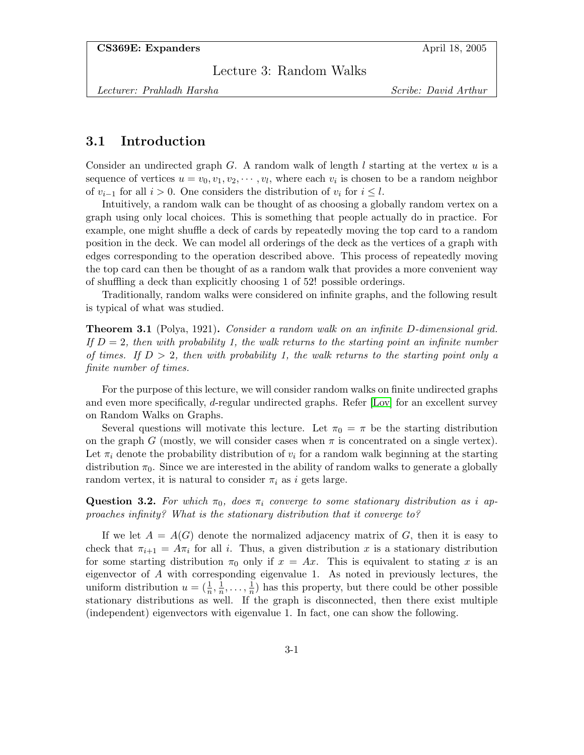**CS369E: Expanders** April 18, 2005

Lecture 3: Random Walks

*Lecturer: Prahladh Harsha* *Scribe: David Arthur*

## 3.1 Introduction

Consider an undirected graph $G$. A random walk of length $l$ starting at the vertex $u$ is a sequence of vertices $u = v_0, v_1, v_2, \cdots, v_l$, where each $v_i$ is chosen to be a random neighbor of $v_{i-1}$ for all $i > 0$. One considers the distribution of $v_i$ for $i \leq l$.

Intuitively, a random walk can be thought of as choosing a globally random vertex on a graph using only local choices. This is something that people actually do in practice. For example, one might shuffle a deck of cards by repeatedly moving the top card to a random position in the deck. We can model all orderings of the deck as the vertices of a graph with edges corresponding to the operation described above. This process of repeatedly moving the top card can then be thought of as a random walk that provides a more convenient way of shuffling a deck than explicitly choosing 1 of 52! possible orderings.

Traditionally, random walks were considered on infinite graphs, and the following result is typical of what was studied.

**Theorem 3.1** (Polya, 1921)**.** *Consider a random walk on an infinite $D$-dimensional grid. If $D = 2$, then with probability 1, the walk returns to the starting point an infinite number of times. If $D > 2$, then with probability 1, the walk returns to the starting point only a finite number of times.*

For the purpose of this lecture, we will consider random walks on finite undirected graphs and even more specifically, $d$-regular undirected graphs. Refer [Lov] for an excellent survey on Random Walks on Graphs.

Several questions will motivate this lecture. Let $\pi_0 = \pi$ be the starting distribution on the graph $G$ (mostly, we will consider cases when $\pi$ is concentrated on a single vertex). Let $\pi_i$ denote the probability distribution of $v_i$ for a random walk beginning at the starting distribution $\pi_0$. Since we are interested in the ability of random walks to generate a globally random vertex, it is natural to consider $\pi_i$ as $i$ gets large.

**Question 3.2.** *For which $\pi_0$, does $\pi_i$ converge to some stationary distribution as $i$ approaches infinity? What is the stationary distribution that it converge to?*

If we let $A = A(G)$ denote the normalized adjacency matrix of $G$, then it is easy to check that $\pi_{i+1} = A\pi_i$ for all $i$. Thus, a given distribution $x$ is a stationary distribution for some starting distribution $\pi_0$ only if $x = Ax$. This is equivalent to stating $x$ is an eigenvector of $A$ with corresponding eigenvalue 1. As noted in previously lectures, the uniform distribution $u = (\frac{1}{n}, \frac{1}{n}, \ldots, \frac{1}{n})$ has this property, but there could be other possible stationary distributions as well. If the graph is disconnected, then there exist multiple (independent) eigenvectors with eigenvalue 1. In fact, one can show the following.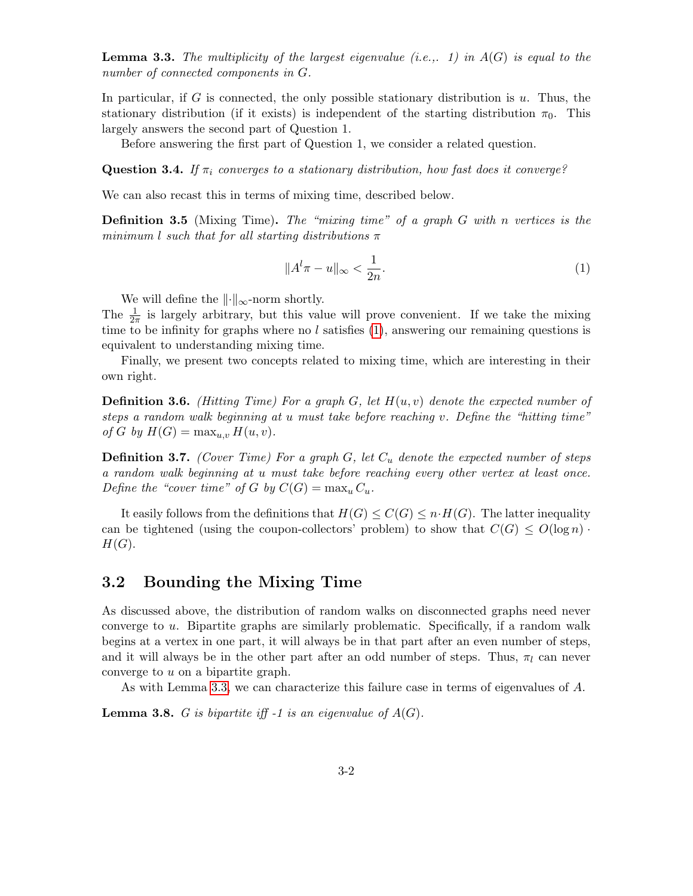**Lemma 3.3.** *The multiplicity of the largest eigenvalue (i.e.,. 1) in $A(G)$ is equal to the number of connected components in $G$.*

In particular, if $G$ is connected, the only possible stationary distribution is $u$. Thus, the stationary distribution (if it exists) is independent of the starting distribution $\pi_0$. This largely answers the second part of Question 1.

Before answering the first part of Question 1, we consider a related question.

**Question 3.4.** *If $\pi_i$ converges to a stationary distribution, how fast does it converge?*

We can also recast this in terms of mixing time, described below.

**Definition 3.5** (Mixing Time)**.** *The "mixing time" of a graph $G$ with $n$ vertices is the minimum $l$ such that for all starting distributions $\pi$*

$$\|A^l \pi - u\|_\infty < \frac{1}{2n}. \tag{1}$$

We will define the $\|\cdot\|_\infty$-norm shortly.
The $\frac{1}{2\pi}$ is largely arbitrary, but this value will prove convenient. If we take the mixing time to be infinity for graphs where no $l$ satisfies (1), answering our remaining questions is equivalent to understanding mixing time.

Finally, we present two concepts related to mixing time, which are interesting in their own right.

**Definition 3.6.** *(Hitting Time) For a graph $G$, let $H(u, v)$ denote the expected number of steps a random walk beginning at $u$ must take before reaching $v$. Define the "hitting time" of $G$ by $H(G) = \max_{u,v} H(u, v)$.*

**Definition 3.7.** *(Cover Time) For a graph $G$, let $C_u$ denote the expected number of steps a random walk beginning at $u$ must take before reaching every other vertex at least once. Define the "cover time" of $G$ by $C(G) = \max_u C_u$.*

It easily follows from the definitions that $H(G) \leq C(G) \leq n \cdot H(G)$. The latter inequality can be tightened (using the coupon-collectors' problem) to show that $C(G) \leq O(\log n) \cdot H(G)$.

## 3.2 Bounding the Mixing Time

As discussed above, the distribution of random walks on disconnected graphs need never converge to $u$. Bipartite graphs are similarly problematic. Specifically, if a random walk begins at a vertex in one part, it will always be in that part after an even number of steps, and it will always be in the other part after an odd number of steps. Thus, $\pi_l$ can never converge to $u$ on a bipartite graph.

As with Lemma 3.3, we can characterize this failure case in terms of eigenvalues of $A$.

**Lemma 3.8.** *$G$ is bipartite iff -1 is an eigenvalue of $A(G)$.*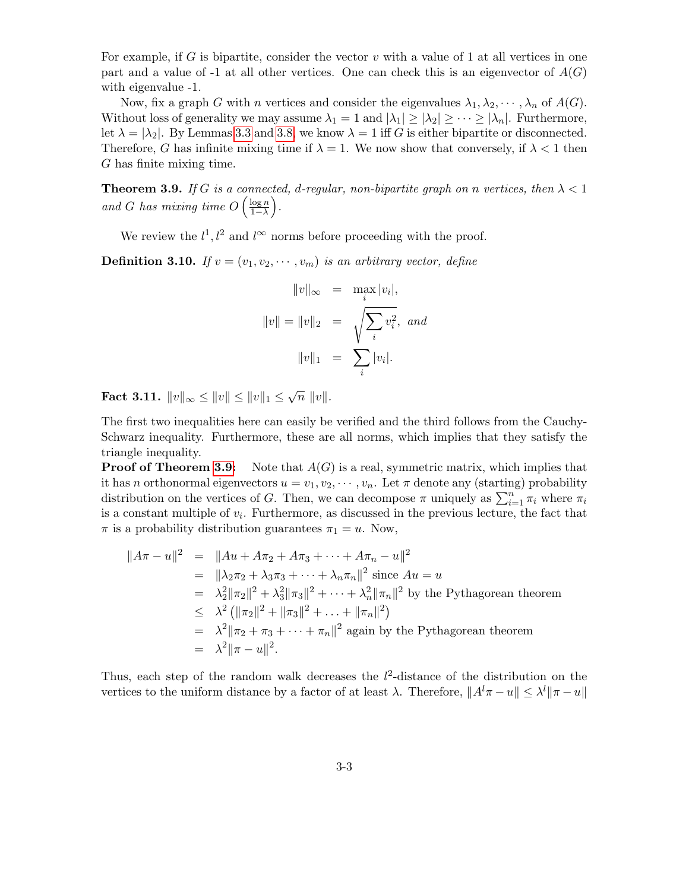For example, if $G$ is bipartite, consider the vector $v$ with a value of 1 at all vertices in one part and a value of -1 at all other vertices. One can check this is an eigenvector of $A(G)$ with eigenvalue -1.

Now, fix a graph $G$ with $n$ vertices and consider the eigenvalues $\lambda_1, \lambda_2, \cdots, \lambda_n$ of $A(G)$. Without loss of generality we may assume $\lambda_1 = 1$ and $|\lambda_1| \geq |\lambda_2| \geq \cdots \geq |\lambda_n|$. Furthermore, let $\lambda = |\lambda_2|$. By Lemmas 3.3 and 3.8, we know $\lambda = 1$ iff $G$ is either bipartite or disconnected. Therefore, $G$ has infinite mixing time if $\lambda = 1$. We now show that conversely, if $\lambda < 1$ then $G$ has finite mixing time.

**Theorem 3.9.** *If $G$ is a connected, $d$-regular, non-bipartite graph on $n$ vertices, then $\lambda < 1$ and $G$ has mixing time $O\left(\frac{\log n}{1-\lambda}\right)$.*

We review the $l^1, l^2$ and $l^\infty$ norms before proceeding with the proof.

**Definition 3.10.** *If $v = (v_1, v_2, \cdots, v_m)$ is an arbitrary vector, define*

$$\begin{aligned}
\|v\|_\infty &= \max_i |v_i|, \\
\|v\| = \|v\|_2 &= \sqrt{\sum_i v_i^2}, \text{ and} \\
\|v\|_1 &= \sum_i |v_i|.
\end{aligned}$$

**Fact 3.11.** $\|v\|_\infty \leq \|v\| \leq \|v\|_1 \leq \sqrt{n}\ \|v\|$.

The first two inequalities here can easily be verified and the third follows from the Cauchy-Schwarz inequality. Furthermore, these are all norms, which implies that they satisfy the triangle inequality.

**Proof of Theorem 3.9:** Note that $A(G)$ is a real, symmetric matrix, which implies that it has $n$ orthonormal eigenvectors $u = v_1, v_2, \cdots, v_n$. Let $\pi$ denote any (starting) probability distribution on the vertices of $G$. Then, we can decompose $\pi$ uniquely as $\sum_{i=1}^n \pi_i$ where $\pi_i$ is a constant multiple of $v_i$. Furthermore, as discussed in the previous lecture, the fact that $\pi$ is a probability distribution guarantees $\pi_1 = u$. Now,

$$\begin{aligned}
\|A\pi - u\|^2 &= \|Au + A\pi_2 + A\pi_3 + \cdots + A\pi_n - u\|^2 \\
&= \|\lambda_2\pi_2 + \lambda_3\pi_3 + \cdots + \lambda_n\pi_n\|^2 \text{ since } Au = u \\
&= \lambda_2^2\|\pi_2\|^2 + \lambda_3^2\|\pi_3\|^2 + \cdots + \lambda_n^2\|\pi_n\|^2 \text{ by the Pythagorean theorem} \\
&\leq \lambda^2\left(\|\pi_2\|^2 + \|\pi_3\|^2 + \ldots + \|\pi_n\|^2\right) \\
&= \lambda^2\|\pi_2 + \pi_3 + \cdots + \pi_n\|^2 \text{ again by the Pythagorean theorem} \\
&= \lambda^2\|\pi - u\|^2.
\end{aligned}$$

Thus, each step of the random walk decreases the $l^2$-distance of the distribution on the vertices to the uniform distance by a factor of at least $\lambda$. Therefore, $\|A^l\pi - u\| \leq \lambda^l\|\pi - u\|$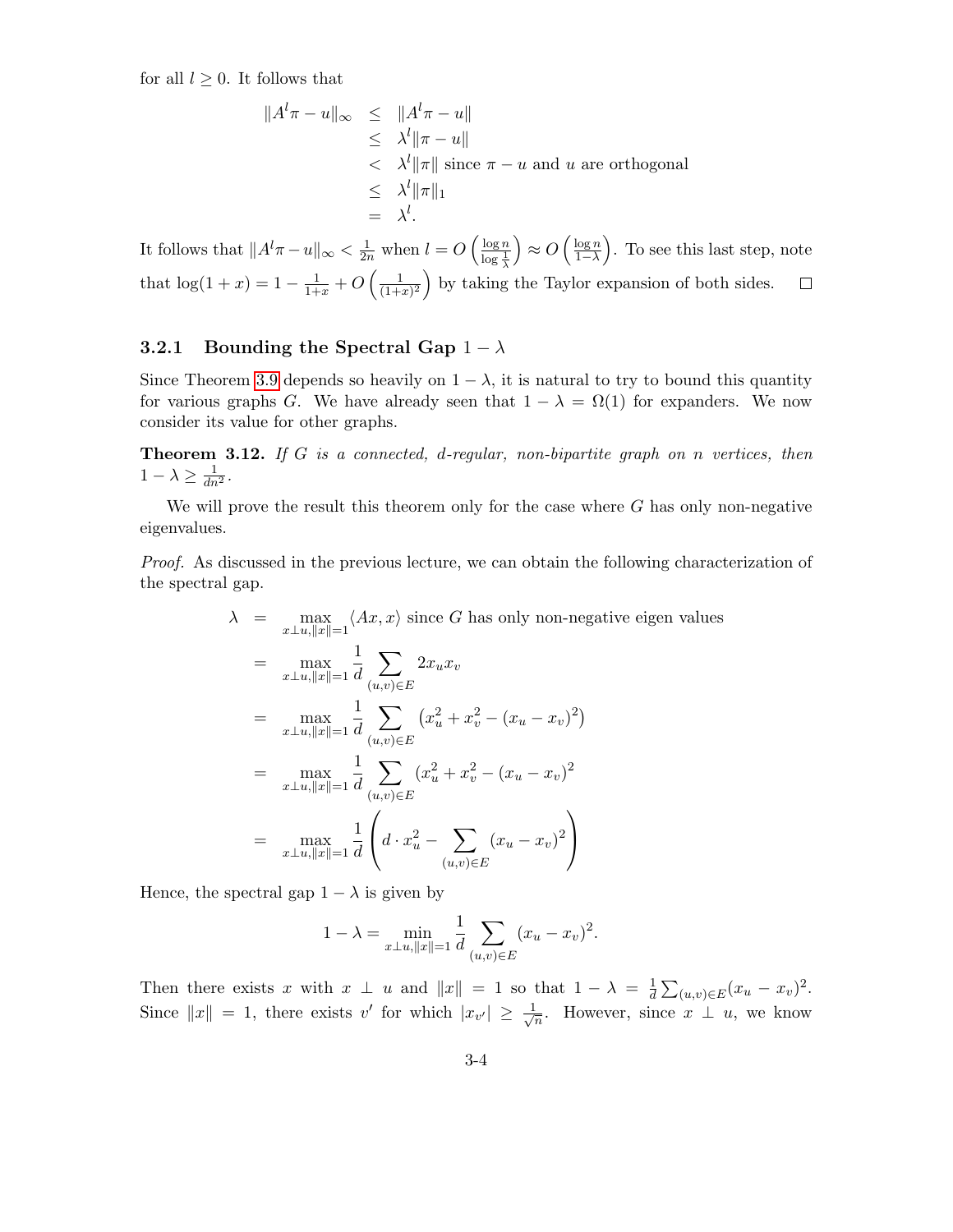for all $l \geq 0$. It follows that

$$
\begin{aligned}
\|A^l \pi - u\|_\infty &\leq \|A^l \pi - u\| \\
&\leq \lambda^l \|\pi - u\| \\
&< \lambda^l \|\pi\| \text{ since } \pi - u \text{ and } u \text{ are orthogonal} \\
&\leq \lambda^l \|\pi\|_1 \\
&= \lambda^l.
\end{aligned}
$$

It follows that $\|A^l \pi - u\|_\infty < \frac{1}{2n}$ when $l = O\left(\frac{\log n}{\log \frac{1}{\lambda}}\right) \approx O\left(\frac{\log n}{1-\lambda}\right)$. To see this last step, note that $\log(1+x) = 1 - \frac{1}{1+x} + O\left(\frac{1}{(1+x)^2}\right)$ by taking the Taylor expansion of both sides. □

### 3.2.1 Bounding the Spectral Gap $1 - \lambda$

Since Theorem 3.9 depends so heavily on $1 - \lambda$, it is natural to try to bound this quantity for various graphs $G$. We have already seen that $1 - \lambda = \Omega(1)$ for expanders. We now consider its value for other graphs.

**Theorem 3.12.** *If $G$ is a connected, $d$-regular, non-bipartite graph on $n$ vertices, then $1 - \lambda \geq \frac{1}{dn^2}$.*

We will prove the result this theorem only for the case where $G$ has only non-negative eigenvalues.

*Proof.* As discussed in the previous lecture, we can obtain the following characterization of the spectral gap.

$$
\begin{aligned}
\lambda &= \max_{x \perp u, \|x\|=1} \langle Ax, x \rangle \text{ since } G \text{ has only non-negative eigen values} \\
&= \max_{x \perp u, \|x\|=1} \frac{1}{d} \sum_{(u,v) \in E} 2x_u x_v \\
&= \max_{x \perp u, \|x\|=1} \frac{1}{d} \sum_{(u,v) \in E} \left(x_u^2 + x_v^2 - (x_u - x_v)^2\right) \\
&= \max_{x \perp u, \|x\|=1} \frac{1}{d} \sum_{(u,v) \in E} (x_u^2 + x_v^2 - (x_u - x_v)^2 \\
&= \max_{x \perp u, \|x\|=1} \frac{1}{d} \left( d \cdot x_u^2 - \sum_{(u,v) \in E} (x_u - x_v)^2 \right)
\end{aligned}
$$

Hence, the spectral gap $1 - \lambda$ is given by

$$
1 - \lambda = \min_{x \perp u, \|x\|=1} \frac{1}{d} \sum_{(u,v) \in E} (x_u - x_v)^2.
$$

Then there exists $x$ with $x \perp u$ and $\|x\| = 1$ so that $1 - \lambda = \frac{1}{d} \sum_{(u,v) \in E} (x_u - x_v)^2$. Since $\|x\| = 1$, there exists $v'$ for which $|x_{v'}| \geq \frac{1}{\sqrt{n}}$. However, since $x \perp u$, we know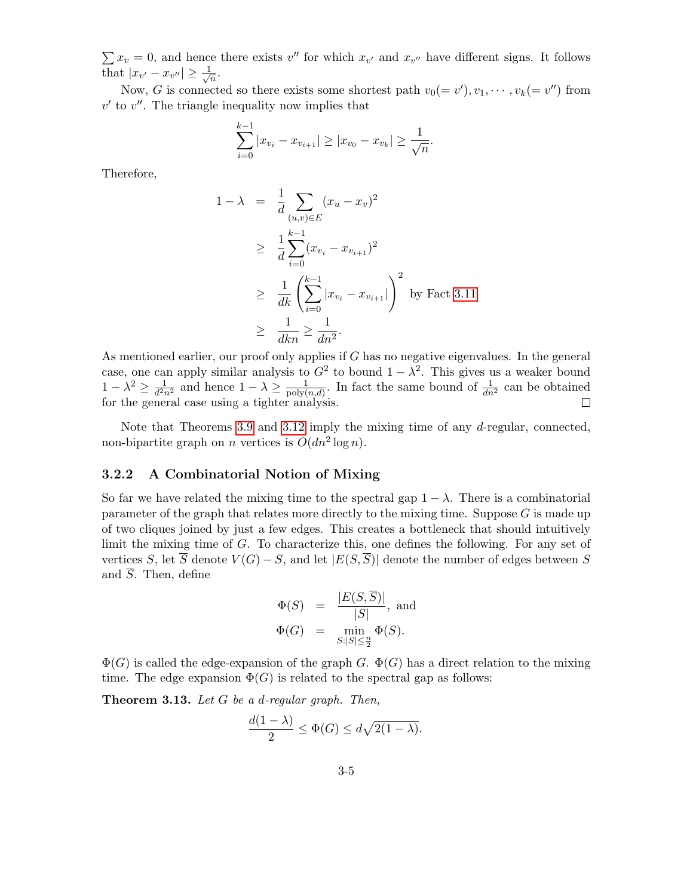$\sum x_v = 0$, and hence there exists $v''$ for which $x_{v'}$ and $x_{v''}$ have different signs. It follows that $|x_{v'} - x_{v''}| \geq \frac{1}{\sqrt{n}}$.

Now, $G$ is connected so there exists some shortest path $v_0(= v'), v_1, \cdots, v_k(= v'')$ from $v'$ to $v''$. The triangle inequality now implies that

$$\sum_{i=0}^{k-1} |x_{v_i} - x_{v_{i+1}}| \geq |x_{v_0} - x_{v_k}| \geq \frac{1}{\sqrt{n}}.$$

Therefore,

$$\begin{aligned}
1 - \lambda &= \frac{1}{d} \sum_{(u,v) \in E} (x_u - x_v)^2 \\
&\geq \frac{1}{d} \sum_{i=0}^{k-1} (x_{v_i} - x_{v_{i+1}})^2 \\
&\geq \frac{1}{dk} \left( \sum_{i=0}^{k-1} |x_{v_i} - x_{v_{i+1}}| \right)^2 \quad \text{by Fact 3.11} \\
&\geq \frac{1}{dkn} \geq \frac{1}{dn^2}.
\end{aligned}$$

As mentioned earlier, our proof only applies if $G$ has no negative eigenvalues. In the general case, one can apply similar analysis to $G^2$ to bound $1 - \lambda^2$. This gives us a weaker bound $1 - \lambda^2 \geq \frac{1}{d^2 n^2}$ and hence $1 - \lambda \geq \frac{1}{\text{poly}(n,d)}$. In fact the same bound of $\frac{1}{dn^2}$ can be obtained for the general case using a tighter analysis. □

Note that Theorems 3.9 and 3.12 imply the mixing time of any $d$-regular, connected, non-bipartite graph on $n$ vertices is $O(dn^2 \log n)$.

### 3.2.2 A Combinatorial Notion of Mixing

So far we have related the mixing time to the spectral gap $1 - \lambda$. There is a combinatorial parameter of the graph that relates more directly to the mixing time. Suppose $G$ is made up of two cliques joined by just a few edges. This creates a bottleneck that should intuitively limit the mixing time of $G$. To characterize this, one defines the following. For any set of vertices $S$, let $\overline{S}$ denote $V(G) - S$, and let $|E(S, \overline{S})|$ denote the number of edges between $S$ and $\overline{S}$. Then, define

$$\begin{aligned}
\Phi(S) &= \frac{|E(S, \overline{S})|}{|S|}, \text{ and} \\
\Phi(G) &= \min_{S : |S| \leq \frac{n}{2}} \Phi(S).
\end{aligned}$$

$\Phi(G)$ is called the edge-expansion of the graph $G$. $\Phi(G)$ has a direct relation to the mixing time. The edge expansion $\Phi(G)$ is related to the spectral gap as follows:

**Theorem 3.13.** *Let $G$ be a $d$-regular graph. Then,*

$$\frac{d(1 - \lambda)}{2} \leq \Phi(G) \leq d\sqrt{2(1 - \lambda)}.$$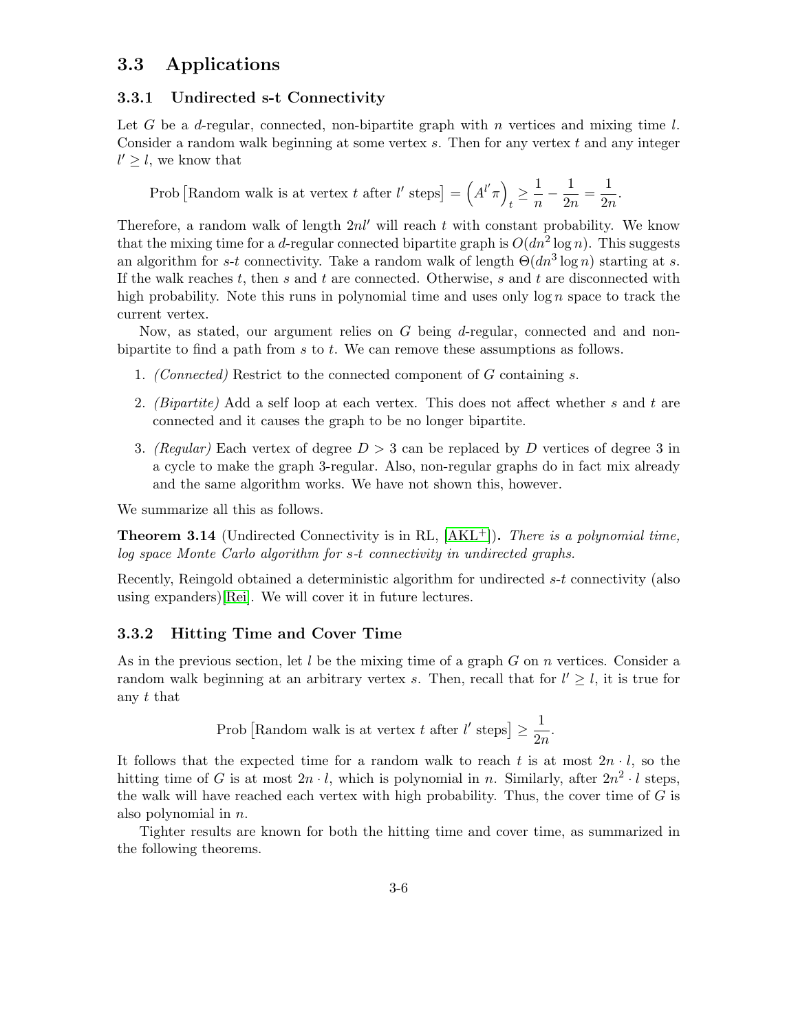## 3.3 Applications

### 3.3.1 Undirected s-t Connectivity

Let $G$ be a $d$-regular, connected, non-bipartite graph with $n$ vertices and mixing time $l$. Consider a random walk beginning at some vertex $s$. Then for any vertex $t$ and any integer $l' \geq l$, we know that

$$\text{Prob}\left[\text{Random walk is at vertex } t \text{ after } l' \text{ steps}\right] = \left(A^{l'}\pi\right)_t \geq \frac{1}{n} - \frac{1}{2n} = \frac{1}{2n}.$$

Therefore, a random walk of length $2nl'$ will reach $t$ with constant probability. We know that the mixing time for a $d$-regular connected bipartite graph is $O(dn^2 \log n)$. This suggests an algorithm for $s$-$t$ connectivity. Take a random walk of length $\Theta(dn^3 \log n)$ starting at $s$. If the walk reaches $t$, then $s$ and $t$ are connected. Otherwise, $s$ and $t$ are disconnected with high probability. Note this runs in polynomial time and uses only $\log n$ space to track the current vertex.

Now, as stated, our argument relies on $G$ being $d$-regular, connected and and non-bipartite to find a path from $s$ to $t$. We can remove these assumptions as follows.

1. *(Connected)* Restrict to the connected component of $G$ containing $s$.
2. *(Bipartite)* Add a self loop at each vertex. This does not affect whether $s$ and $t$ are connected and it causes the graph to be no longer bipartite.
3. *(Regular)* Each vertex of degree $D > 3$ can be replaced by $D$ vertices of degree 3 in a cycle to make the graph 3-regular. Also, non-regular graphs do in fact mix already and the same algorithm works. We have not shown this, however.

We summarize all this as follows.

**Theorem 3.14** (Undirected Connectivity is in RL, [AKL+]). *There is a polynomial time, log space Monte Carlo algorithm for s-t connectivity in undirected graphs.*

Recently, Reingold obtained a deterministic algorithm for undirected $s$-$t$ connectivity (also using expanders)[Rei]. We will cover it in future lectures.

### 3.3.2 Hitting Time and Cover Time

As in the previous section, let $l$ be the mixing time of a graph $G$ on $n$ vertices. Consider a random walk beginning at an arbitrary vertex $s$. Then, recall that for $l' \geq l$, it is true for any $t$ that

$$\text{Prob}\left[\text{Random walk is at vertex } t \text{ after } l' \text{ steps}\right] \geq \frac{1}{2n}.$$

It follows that the expected time for a random walk to reach $t$ is at most $2n \cdot l$, so the hitting time of $G$ is at most $2n \cdot l$, which is polynomial in $n$. Similarly, after $2n^2 \cdot l$ steps, the walk will have reached each vertex with high probability. Thus, the cover time of $G$ is also polynomial in $n$.

Tighter results are known for both the hitting time and cover time, as summarized in the following theorems.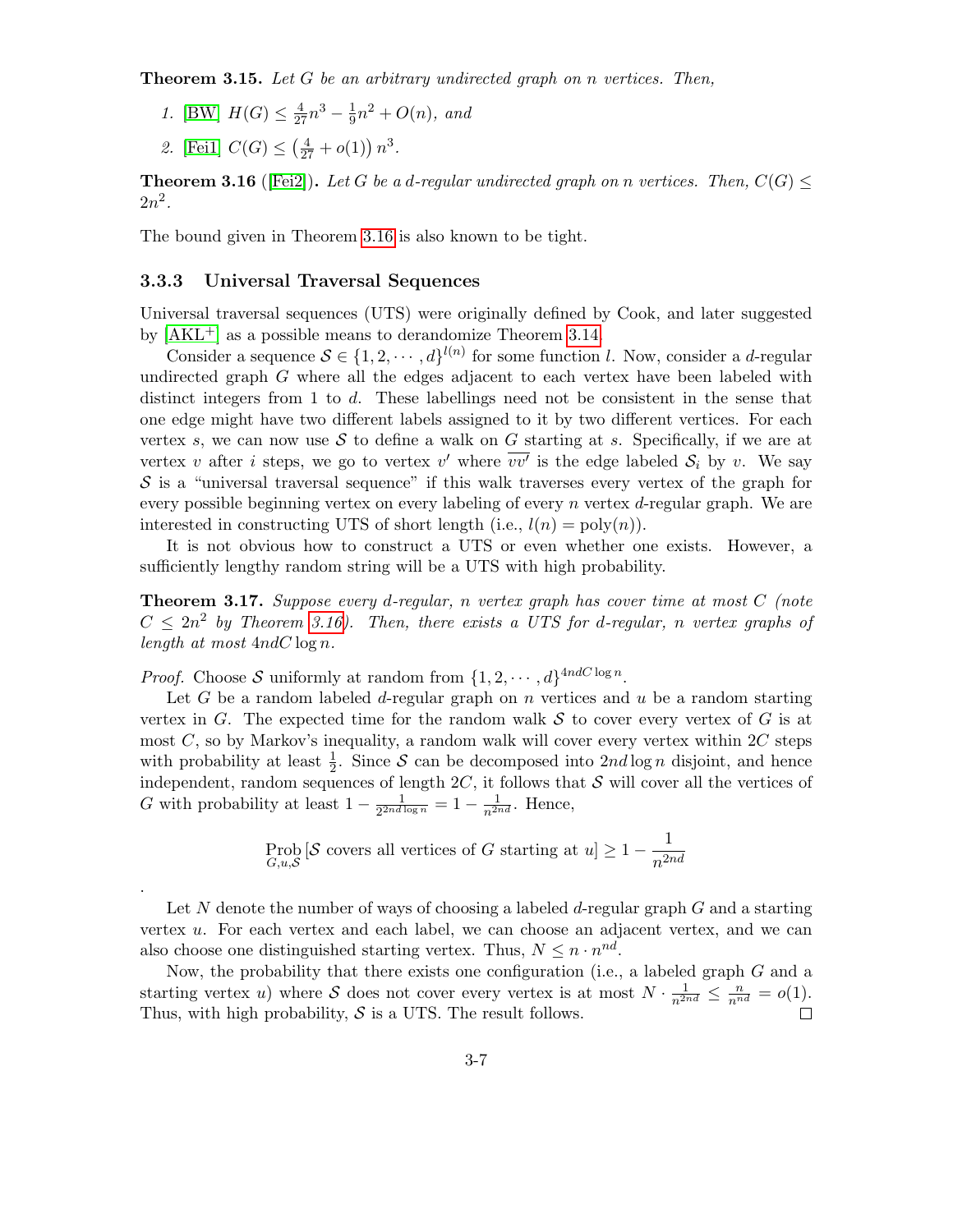**Theorem 3.15.** *Let $G$ be an arbitrary undirected graph on $n$ vertices. Then,*

1. [BW] $H(G) \leq \frac{4}{27}n^3 - \frac{1}{9}n^2 + O(n)$, *and*
2. [Fei1] $C(G) \leq \left(\frac{4}{27} + o(1)\right) n^3$.

**Theorem 3.16** ([Fei2])**.** *Let $G$ be a $d$-regular undirected graph on $n$ vertices. Then, $C(G) \leq 2n^2$.*

The bound given in Theorem 3.16 is also known to be tight.

### 3.3.3 Universal Traversal Sequences

Universal traversal sequences (UTS) were originally defined by Cook, and later suggested by [AKL+] as a possible means to derandomize Theorem 3.14.

Consider a sequence $\mathcal{S} \in \{1, 2, \cdots, d\}^{l(n)}$ for some function $l$. Now, consider a $d$-regular undirected graph $G$ where all the edges adjacent to each vertex have been labeled with distinct integers from 1 to $d$. These labellings need not be consistent in the sense that one edge might have two different labels assigned to it by two different vertices. For each vertex $s$, we can now use $\mathcal{S}$ to define a walk on $G$ starting at $s$. Specifically, if we are at vertex $v$ after $i$ steps, we go to vertex $v'$ where $\overline{vv'}$ is the edge labeled $\mathcal{S}_i$ by $v$. We say $\mathcal{S}$ is a "universal traversal sequence" if this walk traverses every vertex of the graph for every possible beginning vertex on every labeling of every $n$ vertex $d$-regular graph. We are interested in constructing UTS of short length (i.e., $l(n) = \text{poly}(n)$).

It is not obvious how to construct a UTS or even whether one exists. However, a sufficiently lengthy random string will be a UTS with high probability.

**Theorem 3.17.** *Suppose every $d$-regular, $n$ vertex graph has cover time at most $C$ (note $C \leq 2n^2$ by Theorem 3.16). Then, there exists a UTS for $d$-regular, $n$ vertex graphs of length at most $4ndC \log n$.*

*Proof.* Choose $\mathcal{S}$ uniformly at random from $\{1, 2, \cdots, d\}^{4ndC \log n}$.

Let $G$ be a random labeled $d$-regular graph on $n$ vertices and $u$ be a random starting vertex in $G$. The expected time for the random walk $\mathcal{S}$ to cover every vertex of $G$ is at most $C$, so by Markov's inequality, a random walk will cover every vertex within $2C$ steps with probability at least $\frac{1}{2}$. Since $\mathcal{S}$ can be decomposed into $2nd \log n$ disjoint, and hence independent, random sequences of length $2C$, it follows that $\mathcal{S}$ will cover all the vertices of $G$ with probability at least $1 - \frac{1}{2^{2nd \log n}} = 1 - \frac{1}{n^{2nd}}$. Hence,

$$\operatorname*{Prob}_{G,u,\mathcal{S}} [\mathcal{S} \text{ covers all vertices of } G \text{ starting at } u] \geq 1 - \frac{1}{n^{2nd}}$$

.

Let $N$ denote the number of ways of choosing a labeled $d$-regular graph $G$ and a starting vertex $u$. For each vertex and each label, we can choose an adjacent vertex, and we can also choose one distinguished starting vertex. Thus, $N \leq n \cdot n^{nd}$.

Now, the probability that there exists one configuration (i.e., a labeled graph $G$ and a starting vertex $u$) where $\mathcal{S}$ does not cover every vertex is at most $N \cdot \frac{1}{n^{2nd}} \leq \frac{n}{n^{nd}} = o(1)$. Thus, with high probability, $\mathcal{S}$ is a UTS. The result follows. $\square$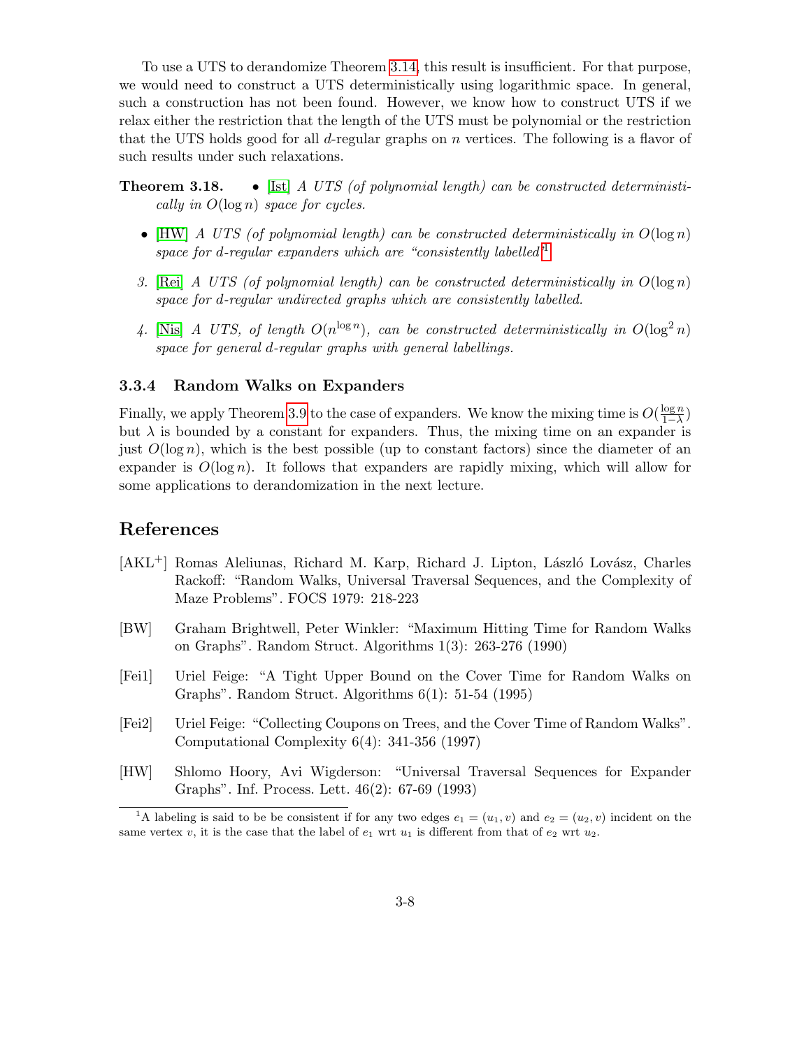To use a UTS to derandomize Theorem 3.14, this result is insufficient. For that purpose, we would need to construct a UTS deterministically using logarithmic space. In general, such a construction has not been found. However, we know how to construct UTS if we relax either the restriction that the length of the UTS must be polynomial or the restriction that the UTS holds good for all $d$-regular graphs on $n$ vertices. The following is a flavor of such results under such relaxations.

**Theorem 3.18.**

- [Ist] *A UTS (of polynomial length) can be constructed deterministically in $O(\log n)$ space for cycles.*
- [HW] *A UTS (of polynomial length) can be constructed deterministically in $O(\log n)$ space for d-regular expanders which are "consistently labelled"*[1]
3. [Rei] *A UTS (of polynomial length) can be constructed deterministically in $O(\log n)$ space for d-regular undirected graphs which are consistently labelled.*
4. [Nis] *A UTS, of length $O(n^{\log n})$, can be constructed deterministically in $O(\log^2 n)$ space for general d-regular graphs with general labellings.*

### 3.3.4 Random Walks on Expanders

Finally, we apply Theorem 3.9 to the case of expanders. We know the mixing time is $O(\frac{\log n}{1-\lambda})$ but $\lambda$ is bounded by a constant for expanders. Thus, the mixing time on an expander is just $O(\log n)$, which is the best possible (up to constant factors) since the diameter of an expander is $O(\log n)$. It follows that expanders are rapidly mixing, which will allow for some applications to derandomization in the next lecture.

## References

[AKL+] Romas Aleliunas, Richard M. Karp, Richard J. Lipton, László Lovász, Charles Rackoff: "Random Walks, Universal Traversal Sequences, and the Complexity of Maze Problems". FOCS 1979: 218-223

[BW] Graham Brightwell, Peter Winkler: "Maximum Hitting Time for Random Walks on Graphs". Random Struct. Algorithms 1(3): 263-276 (1990)

[Fei1] Uriel Feige: "A Tight Upper Bound on the Cover Time for Random Walks on Graphs". Random Struct. Algorithms 6(1): 51-54 (1995)

[Fei2] Uriel Feige: "Collecting Coupons on Trees, and the Cover Time of Random Walks". Computational Complexity 6(4): 341-356 (1997)

[HW] Shlomo Hoory, Avi Wigderson: "Universal Traversal Sequences for Expander Graphs". Inf. Process. Lett. 46(2): 67-69 (1993)

---

[1] A labeling is said to be be consistent if for any two edges $e_1 = (u_1, v)$ and $e_2 = (u_2, v)$ incident on the same vertex $v$, it is the case that the label of $e_1$ wrt $u_1$ is different from that of $e_2$ wrt $u_2$.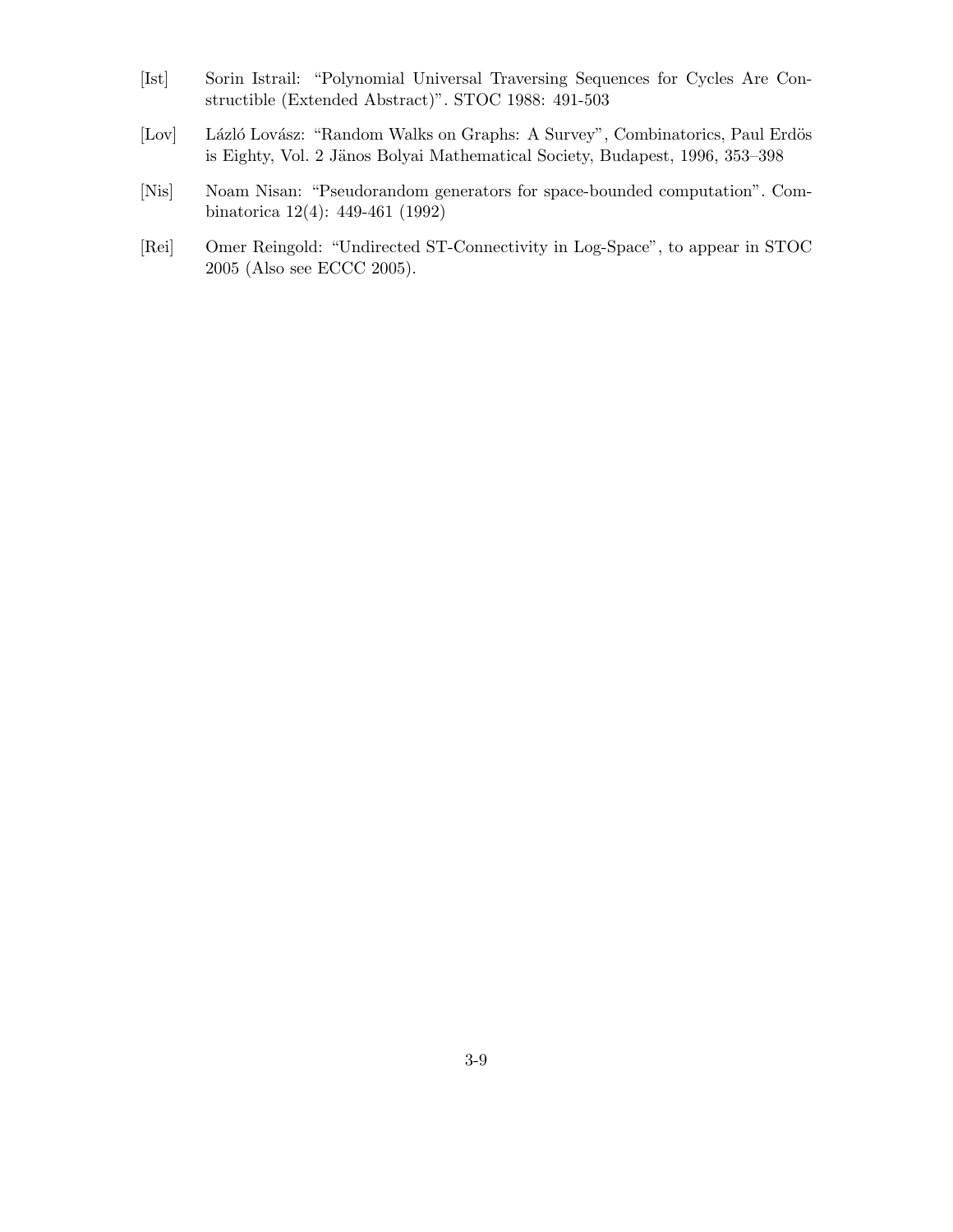[Ist] Sorin Istrail: "Polynomial Universal Traversing Sequences for Cycles Are Constructible (Extended Abstract)". STOC 1988: 491-503

[Lov] Lázló Lovász: "Random Walks on Graphs: A Survey", Combinatorics, Paul Erdös is Eighty, Vol. 2 Jänos Bolyai Mathematical Society, Budapest, 1996, 353–398

[Nis] Noam Nisan: "Pseudorandom generators for space-bounded computation". Combinatorica 12(4): 449-461 (1992)

[Rei] Omer Reingold: "Undirected ST-Connectivity in Log-Space", to appear in STOC 2005 (Also see ECCC 2005).